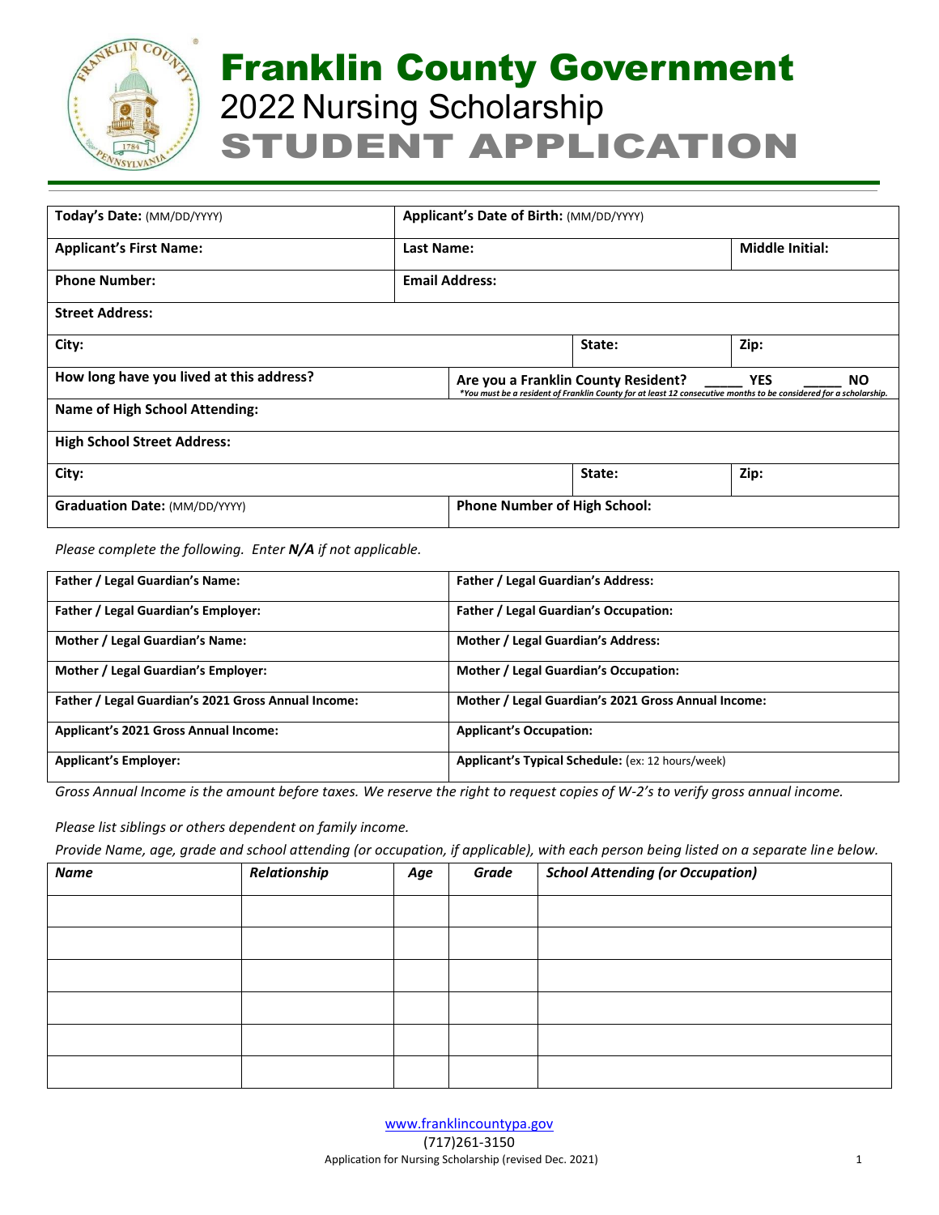# Franklin County Government
## 2022 Nursing Scholarship
## STUDENT APPLICATION

| | | | |
|---|---|---|---|
| **Today's Date:** (MM/DD/YYYY) | **Applicant's Date of Birth:** (MM/DD/YYYY) | | |
| **Applicant's First Name:** | **Last Name:** | | **Middle Initial:** |
| **Phone Number:** | **Email Address:** | | |
| **Street Address:** | | | |
| **City:** | | **State:** | **Zip:** |
| **How long have you lived at this address?** | **Are you a Franklin County Resident?** _____ **YES** _____ **NO** *\*You must be a resident of Franklin County for at least 12 consecutive months to be considered for a scholarship.* | | |
| **Name of High School Attending:** | | | |
| **High School Street Address:** | | | |
| **City:** | | **State:** | **Zip:** |
| **Graduation Date:** (MM/DD/YYYY) | **Phone Number of High School:** | | |

*Please complete the following. Enter **N/A** if not applicable.*

| | |
|---|---|
| **Father / Legal Guardian's Name:** | **Father / Legal Guardian's Address:** |
| **Father / Legal Guardian's Employer:** | **Father / Legal Guardian's Occupation:** |
| **Mother / Legal Guardian's Name:** | **Mother / Legal Guardian's Address:** |
| **Mother / Legal Guardian's Employer:** | **Mother / Legal Guardian's Occupation:** |
| **Father / Legal Guardian's 2021 Gross Annual Income:** | **Mother / Legal Guardian's 2021 Gross Annual Income:** |
| **Applicant's 2021 Gross Annual Income:** | **Applicant's Occupation:** |
| **Applicant's Employer:** | **Applicant's Typical Schedule:** (ex: 12 hours/week) |

*Gross Annual Income is the amount before taxes. We reserve the right to request copies of W-2's to verify gross annual income.*

*Please list siblings or others dependent on family income.*

*Provide Name, age, grade and school attending (or occupation, if applicable), with each person being listed on a separate line below.*

| *Name* | *Relationship* | *Age* | *Grade* | *School Attending (or Occupation)* |
|---|---|---|---|---|
| | | | | |
| | | | | |
| | | | | |
| | | | | |
| | | | | |
| | | | | |

www.franklincountypa.gov
(717)261-3150
Application for Nursing Scholarship (revised Dec. 2021)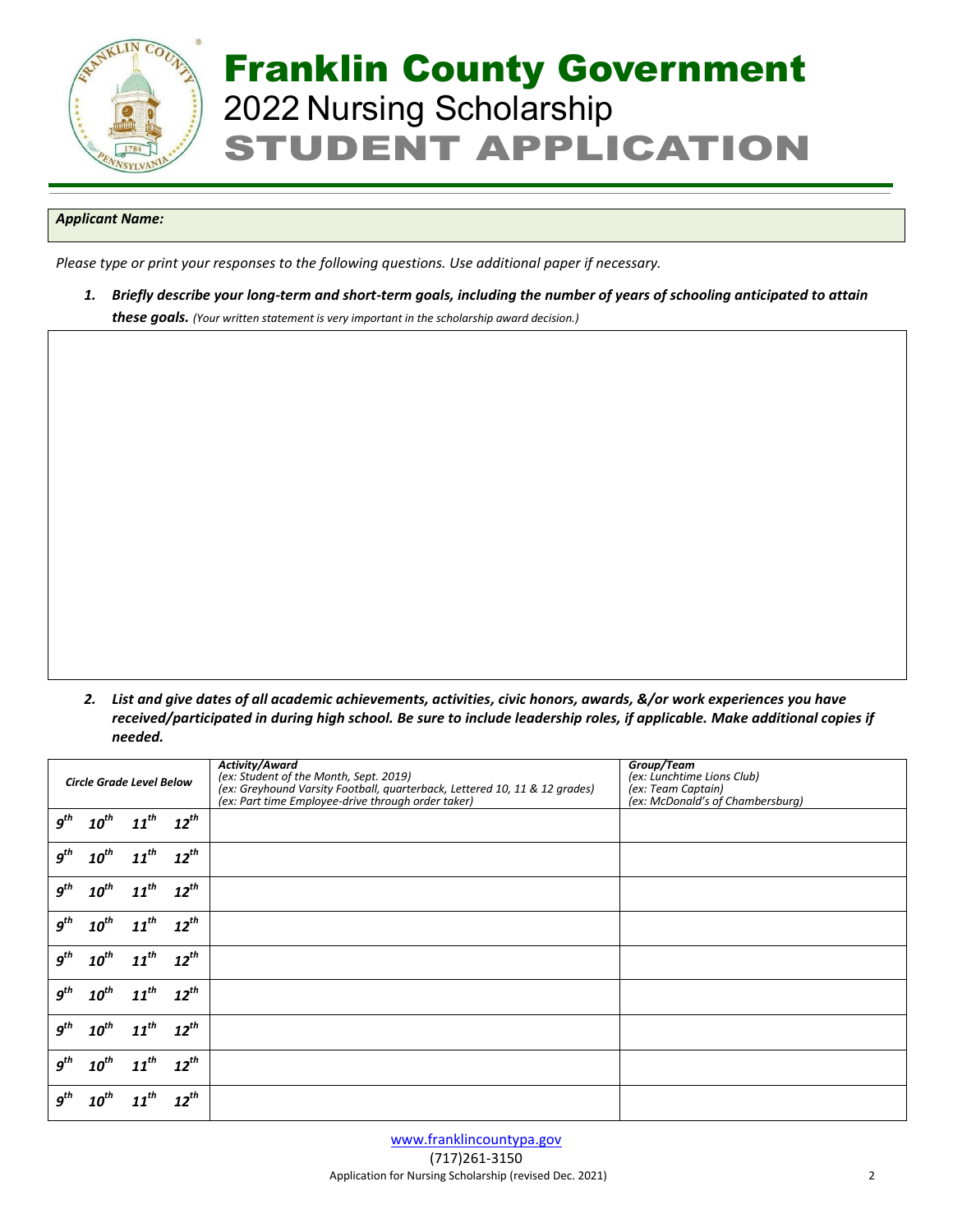# Franklin County Government

## 2022 Nursing Scholarship

## STUDENT APPLICATION

***Applicant Name:***

*Please type or print your responses to the following questions. Use additional paper if necessary.*

1. ***Briefly describe your long-term and short-term goals, including the number of years of schooling anticipated to attain these goals.*** *(Your written statement is very important in the scholarship award decision.)*

2. ***List and give dates of all academic achievements, activities, civic honors, awards, &/or work experiences you have received/participated in during high school. Be sure to include leadership roles, if applicable. Make additional copies if needed.***

| *Circle Grade Level Below* | ***Activity/Award*** *(ex: Student of the Month, Sept. 2019)* *(ex: Greyhound Varsity Football, quarterback, Lettered 10, 11 & 12 grades)* *(ex: Part time Employee-drive through order taker)* | ***Group/Team*** *(ex: Lunchtime Lions Club)* *(ex: Team Captain)* *(ex: McDonald's of Chambersburg)* |
|---|---|---|
| $9^{th}$ $10^{th}$ $11^{th}$ $12^{th}$ | | |
| $9^{th}$ $10^{th}$ $11^{th}$ $12^{th}$ | | |
| $9^{th}$ $10^{th}$ $11^{th}$ $12^{th}$ | | |
| $9^{th}$ $10^{th}$ $11^{th}$ $12^{th}$ | | |
| $9^{th}$ $10^{th}$ $11^{th}$ $12^{th}$ | | |
| $9^{th}$ $10^{th}$ $11^{th}$ $12^{th}$ | | |
| $9^{th}$ $10^{th}$ $11^{th}$ $12^{th}$ | | |
| $9^{th}$ $10^{th}$ $11^{th}$ $12^{th}$ | | |
| $9^{th}$ $10^{th}$ $11^{th}$ $12^{th}$ | | |

www.franklincountypa.gov

(717)261-3150

Application for Nursing Scholarship (revised Dec. 2021)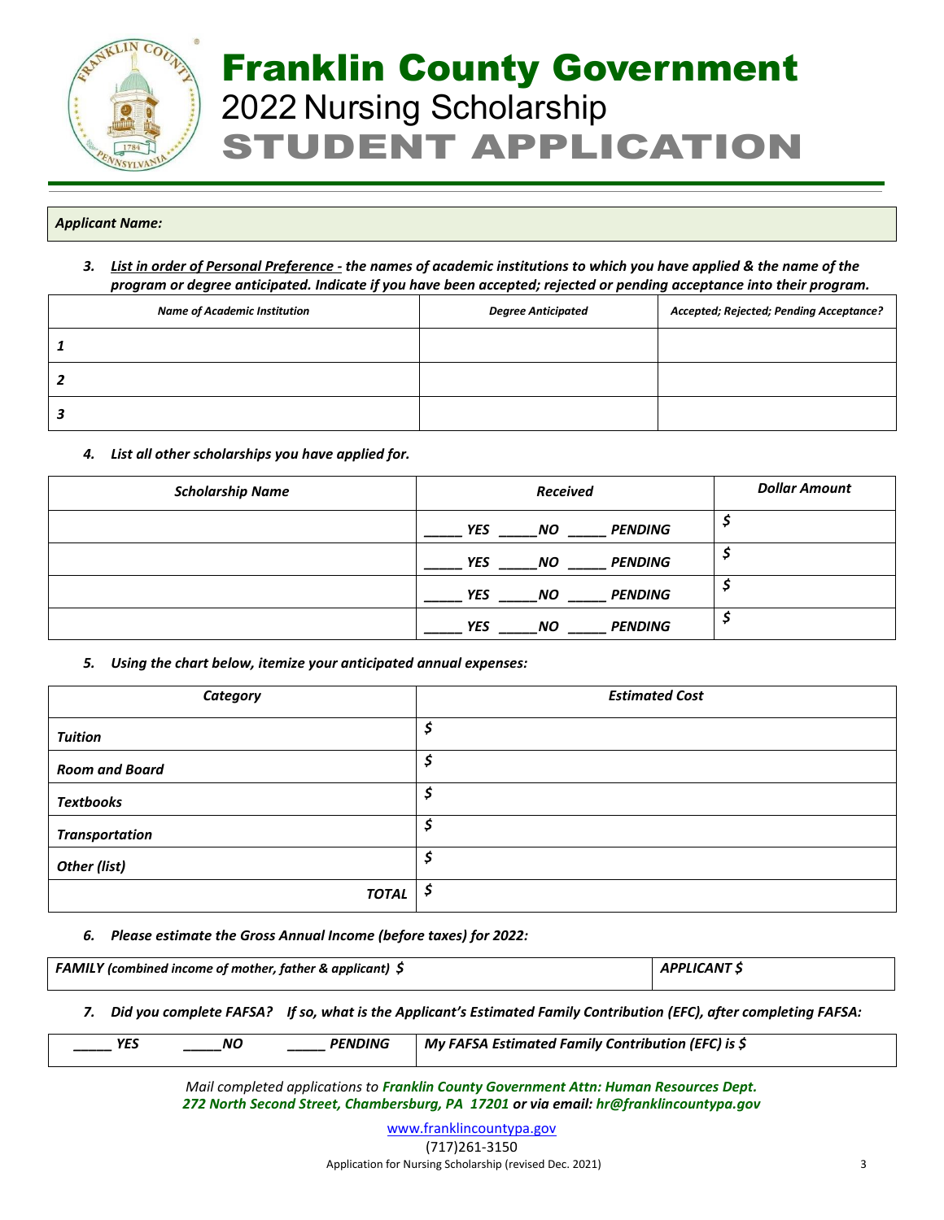# Franklin County Government

## 2022 Nursing Scholarship

## STUDENT APPLICATION

***Applicant Name:***

3. ***List in order of Personal Preference - the names of academic institutions to which you have applied & the name of the program or degree anticipated. Indicate if you have been accepted; rejected or pending acceptance into their program.***

| *Name of Academic Institution* | *Degree Anticipated* | *Accepted; Rejected; Pending Acceptance?* |
|---|---|---|
| **1** | | |
| **2** | | |
| **3** | | |

4. ***List all other scholarships you have applied for.***

| *Scholarship Name* | *Received* | *Dollar Amount* |
|---|---|---|
| | _____ YES _____NO _____ PENDING | $ |
| | _____ YES _____NO _____ PENDING | $ |
| | _____ YES _____NO _____ PENDING | $ |
| | _____ YES _____NO _____ PENDING | $ |

5. ***Using the chart below, itemize your anticipated annual expenses:***

| *Category* | *Estimated Cost* |
|---|---|
| *Tuition* | $ |
| *Room and Board* | $ |
| *Textbooks* | $ |
| *Transportation* | $ |
| *Other (list)* | $ |
| *TOTAL* | $ |

6. ***Please estimate the Gross Annual Income (before taxes) for 2022:***

| *FAMILY (combined income of mother, father & applicant) $* | *APPLICANT $* |
|---|---|

7. ***Did you complete FAFSA? If so, what is the Applicant's Estimated Family Contribution (EFC), after completing FAFSA:***

| _____ YES _____NO _____ PENDING | *My FAFSA Estimated Family Contribution (EFC) is $* |
|---|---|

*Mail completed applications to* ***Franklin County Government Attn: Human Resources Dept. 272 North Second Street, Chambersburg, PA 17201*** *or via email:* ***hr@franklincountypa.gov***

www.franklincountypa.gov

(717)261-3150

Application for Nursing Scholarship (revised Dec. 2021)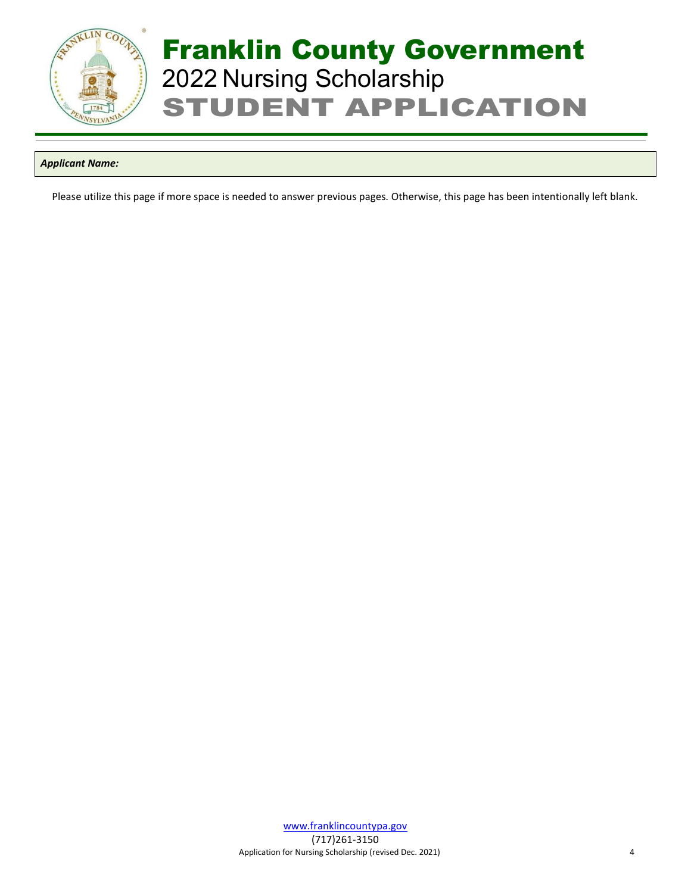# Franklin County Government

## 2022 Nursing Scholarship

## STUDENT APPLICATION

***Applicant Name:***

Please utilize this page if more space is needed to answer previous pages. Otherwise, this page has been intentionally left blank.

www.franklincountypa.gov
(717)261-3150
Application for Nursing Scholarship (revised Dec. 2021)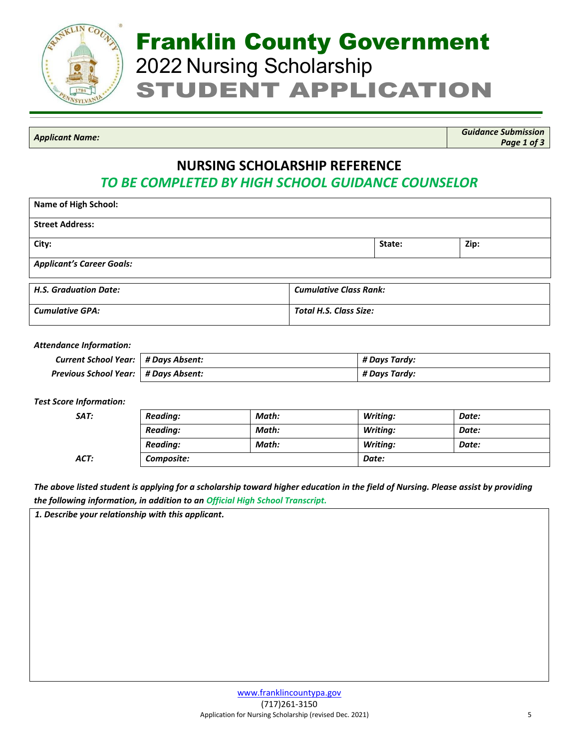# Franklin County Government

## 2022 Nursing Scholarship

## STUDENT APPLICATION

| *Applicant Name:* | *Guidance Submission Page 1 of 3* |
|---|---|

## NURSING SCHOLARSHIP REFERENCE

### *TO BE COMPLETED BY HIGH SCHOOL GUIDANCE COUNSELOR*

| **Name of High School:** | | |
|---|---|---|
| **Street Address:** | | |
| **City:** | **State:** | **Zip:** |
| ***Applicant's Career Goals:*** | | |

| ***H.S. Graduation Date:*** | ***Cumulative Class Rank:*** |
|---|---|
| ***Cumulative GPA:*** | ***Total H.S. Class Size:*** |

***Attendance Information:***

| | | |
|---|---|---|
| ***Current School Year:*** | ***# Days Absent:*** | ***# Days Tardy:*** |
| ***Previous School Year:*** | ***# Days Absent:*** | ***# Days Tardy:*** |

***Test Score Information:***

| | | | | |
|---|---|---|---|---|
| ***SAT:*** | ***Reading:*** | ***Math:*** | ***Writing:*** | ***Date:*** |
| | ***Reading:*** | ***Math:*** | ***Writing:*** | ***Date:*** |
| | ***Reading:*** | ***Math:*** | ***Writing:*** | ***Date:*** |
| ***ACT:*** | ***Composite:*** | | ***Date:*** | |

***The above listed student is applying for a scholarship toward higher education in the field of Nursing. Please assist by providing the following information, in addition to an Official High School Transcript.***

***1. Describe your relationship with this applicant.***

www.franklincountypa.gov

(717)261-3150

Application for Nursing Scholarship (revised Dec. 2021)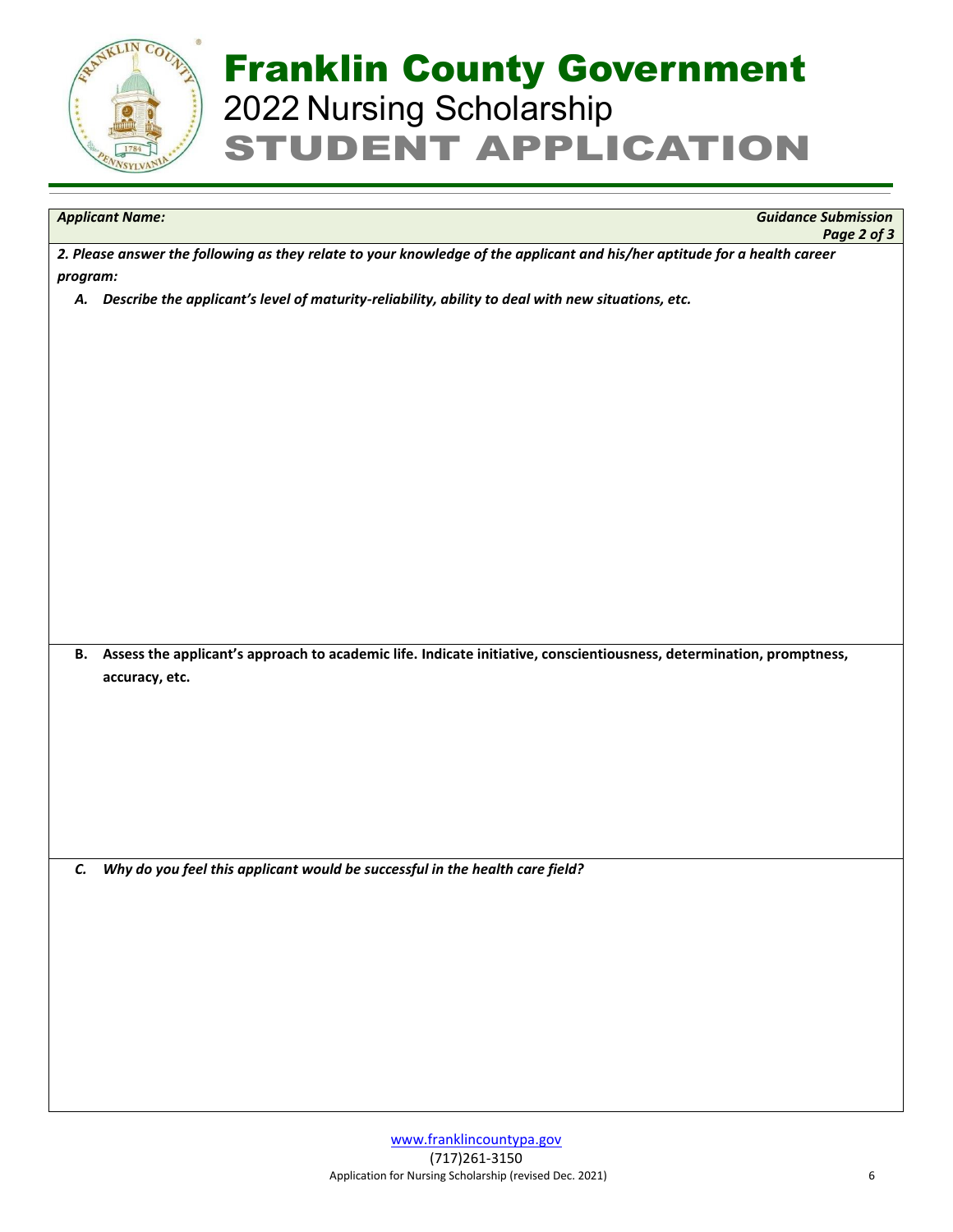# Franklin County Government

## 2022 Nursing Scholarship

# STUDENT APPLICATION

*Applicant Name:* *Guidance Submission*

***2. Please answer the following as they relate to your knowledge of the applicant and his/her aptitude for a health career program:***

***A. Describe the applicant's level of maturity-reliability, ability to deal with new situations, etc.***

**B. Assess the applicant's approach to academic life. Indicate initiative, conscientiousness, determination, promptness, accuracy, etc.**

***C. Why do you feel this applicant would be successful in the health care field?***

www.franklincountypa.gov

(717)261-3150

Application for Nursing Scholarship (revised Dec. 2021)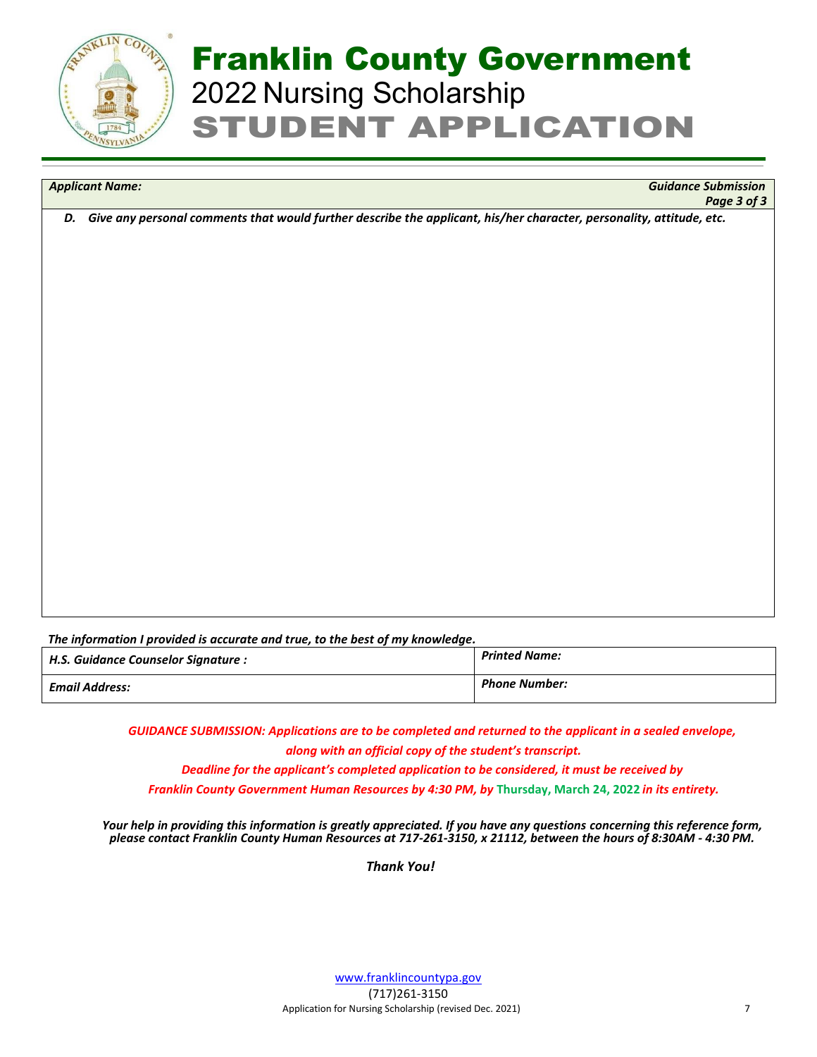# Franklin County Government

## 2022 Nursing Scholarship

## STUDENT APPLICATION

| *Applicant Name:* | ***Guidance Submission*** ***Page 3 of 3*** |
|---|---|

***D. Give any personal comments that would further describe the applicant, his/her character, personality, attitude, etc.***

***The information I provided is accurate and true, to the best of my knowledge.***

| ***H.S. Guidance Counselor Signature :*** | ***Printed Name:*** |
|---|---|
| ***Email Address:*** | ***Phone Number:*** |

***GUIDANCE SUBMISSION: Applications are to be completed and returned to the applicant in a sealed envelope, along with an official copy of the student's transcript.***

***Deadline for the applicant's completed application to be considered, it must be received by Franklin County Government Human Resources by 4:30 PM, by* Thursday, March 24, 2022 *in its entirety.***

***Your help in providing this information is greatly appreciated. If you have any questions concerning this reference form, please contact Franklin County Human Resources at 717-261-3150, x 21112, between the hours of 8:30AM - 4:30 PM.***

***Thank You!***

www.franklincountypa.gov
(717)261-3150
Application for Nursing Scholarship (revised Dec. 2021)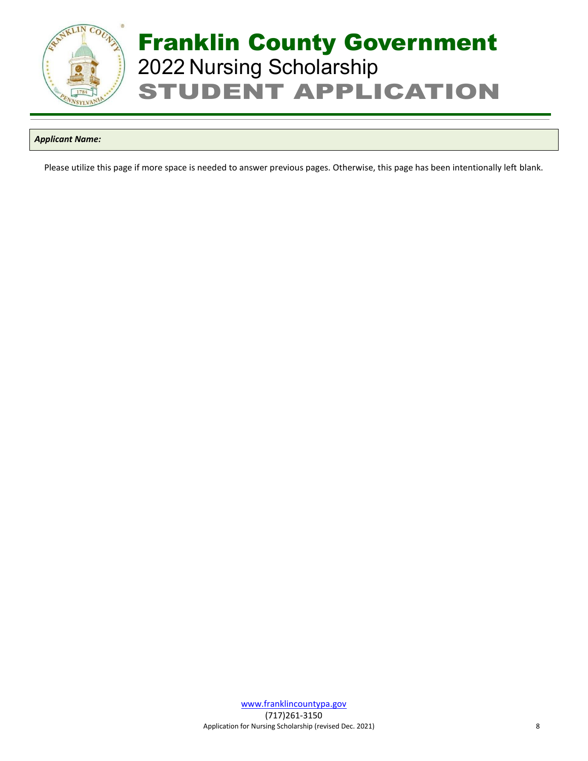# Franklin County Government
## 2022 Nursing Scholarship
## STUDENT APPLICATION

***Applicant Name:***

Please utilize this page if more space is needed to answer previous pages. Otherwise, this page has been intentionally left blank.

www.franklincountypa.gov
(717)261-3150
Application for Nursing Scholarship (revised Dec. 2021)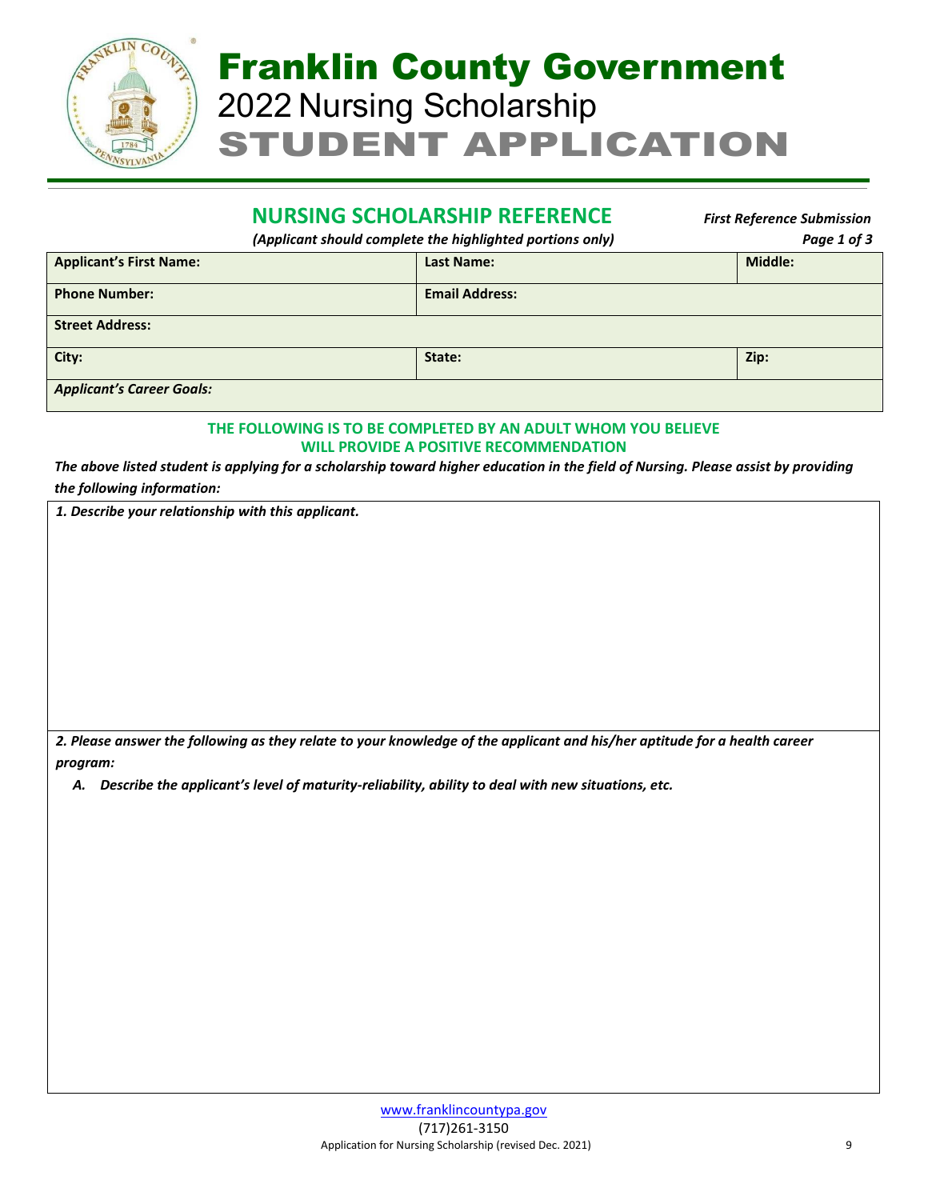# Franklin County Government

## 2022 Nursing Scholarship

# STUDENT APPLICATION

## NURSING SCHOLARSHIP REFERENCE

*First Reference Submission*

*(Applicant should complete the highlighted portions only)*

| Applicant's First Name: | Last Name: | Middle: |
|---|---|---|
| **Phone Number:** | **Email Address:** | |
| **Street Address:** | | |
| **City:** | **State:** | **Zip:** |
| ***Applicant's Career Goals:*** | | |

**THE FOLLOWING IS TO BE COMPLETED BY AN ADULT WHOM YOU BELIEVE WILL PROVIDE A POSITIVE RECOMMENDATION**

***The above listed student is applying for a scholarship toward higher education in the field of Nursing. Please assist by providing the following information:***

***1. Describe your relationship with this applicant.***

***2. Please answer the following as they relate to your knowledge of the applicant and his/her aptitude for a health career program:***

***A. Describe the applicant's level of maturity-reliability, ability to deal with new situations, etc.***

www.franklincountypa.gov

(717)261-3150

Application for Nursing Scholarship (revised Dec. 2021)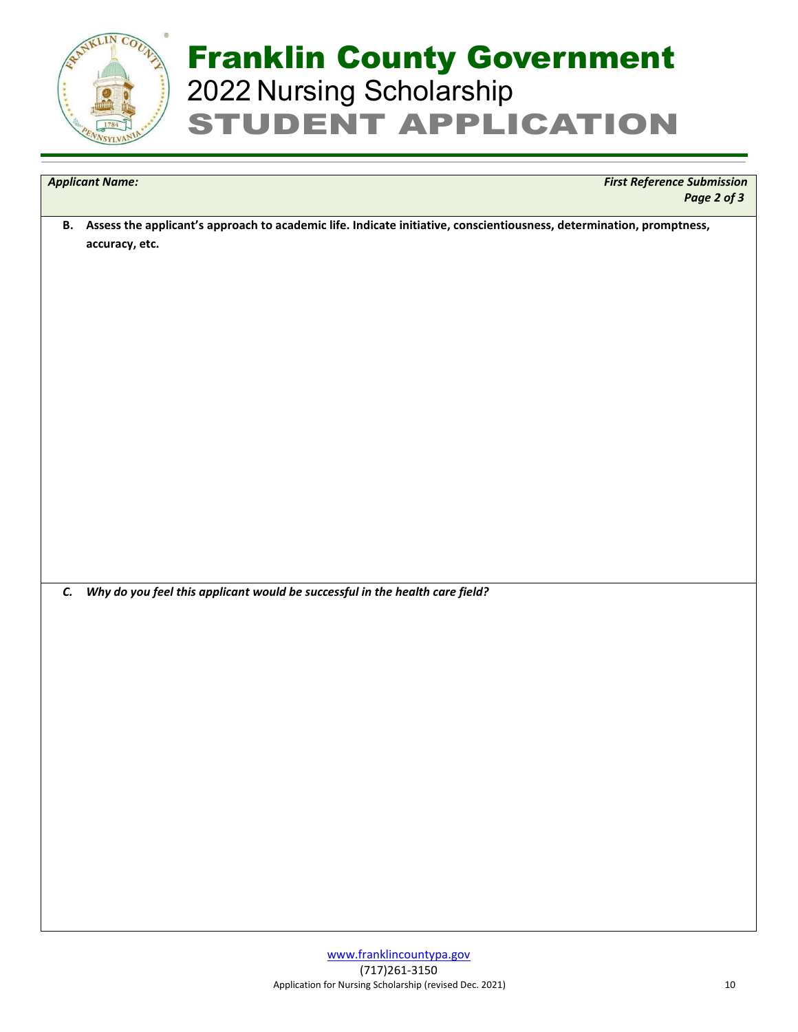# Franklin County Government

## 2022 Nursing Scholarship

## STUDENT APPLICATION

| *Applicant Name:* | ***First Reference Submission*** |
|---|---|

**B. Assess the applicant's approach to academic life. Indicate initiative, conscientiousness, determination, promptness, accuracy, etc.**

***C. Why do you feel this applicant would be successful in the health care field?***

www.franklincountypa.gov

(717)261-3150

Application for Nursing Scholarship (revised Dec. 2021)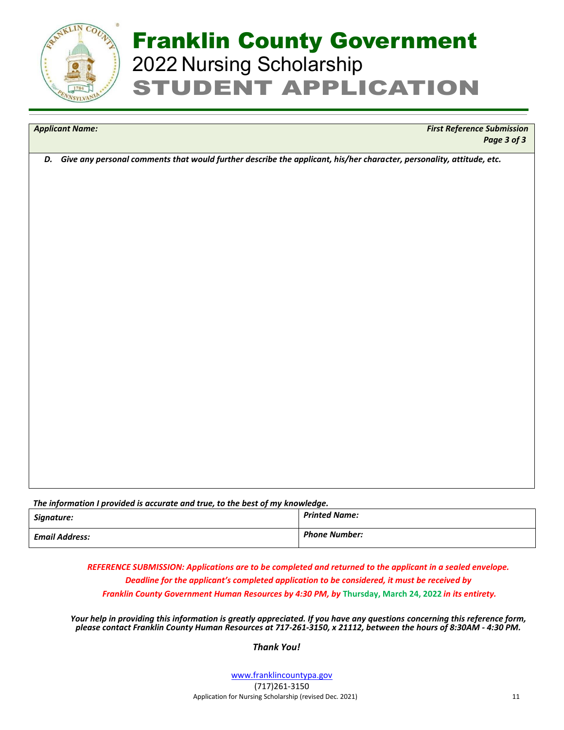# Franklin County Government

## 2022 Nursing Scholarship

## STUDENT APPLICATION

| *Applicant Name:* | ***First Reference Submission*** ***Page 3 of 3*** |
|---|---|

***D. Give any personal comments that would further describe the applicant, his/her character, personality, attitude, etc.***

***The information I provided is accurate and true, to the best of my knowledge.***

| *Signature:* | *Printed Name:* |
|---|---|
| *Email Address:* | *Phone Number:* |

***REFERENCE SUBMISSION: Applications are to be completed and returned to the applicant in a sealed envelope. Deadline for the applicant's completed application to be considered, it must be received by Franklin County Government Human Resources by 4:30 PM, by Thursday, March 24, 2022 in its entirety.***

***Your help in providing this information is greatly appreciated. If you have any questions concerning this reference form, please contact Franklin County Human Resources at 717-261-3150, x 21112, between the hours of 8:30AM - 4:30 PM.***

***Thank You!***

www.franklincountypa.gov
(717)261-3150
Application for Nursing Scholarship (revised Dec. 2021)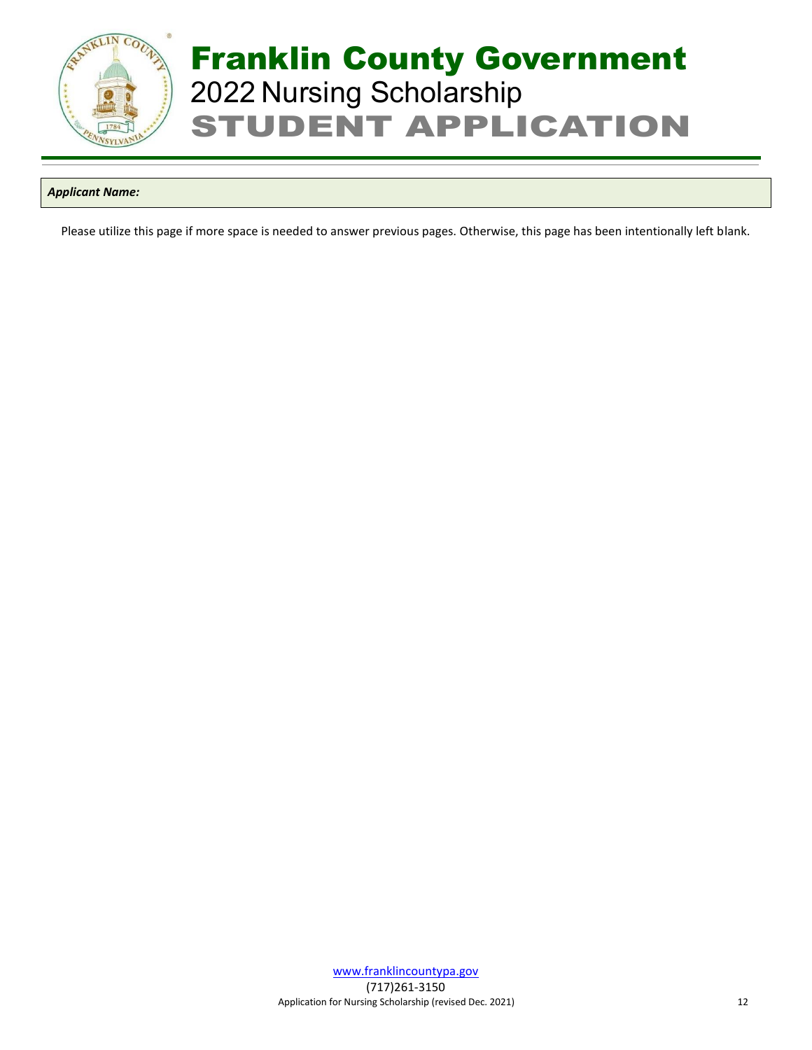# Franklin County Government
## 2022 Nursing Scholarship
## STUDENT APPLICATION

***Applicant Name:***

Please utilize this page if more space is needed to answer previous pages. Otherwise, this page has been intentionally left blank.

www.franklincountypa.gov
(717)261-3150
Application for Nursing Scholarship (revised Dec. 2021)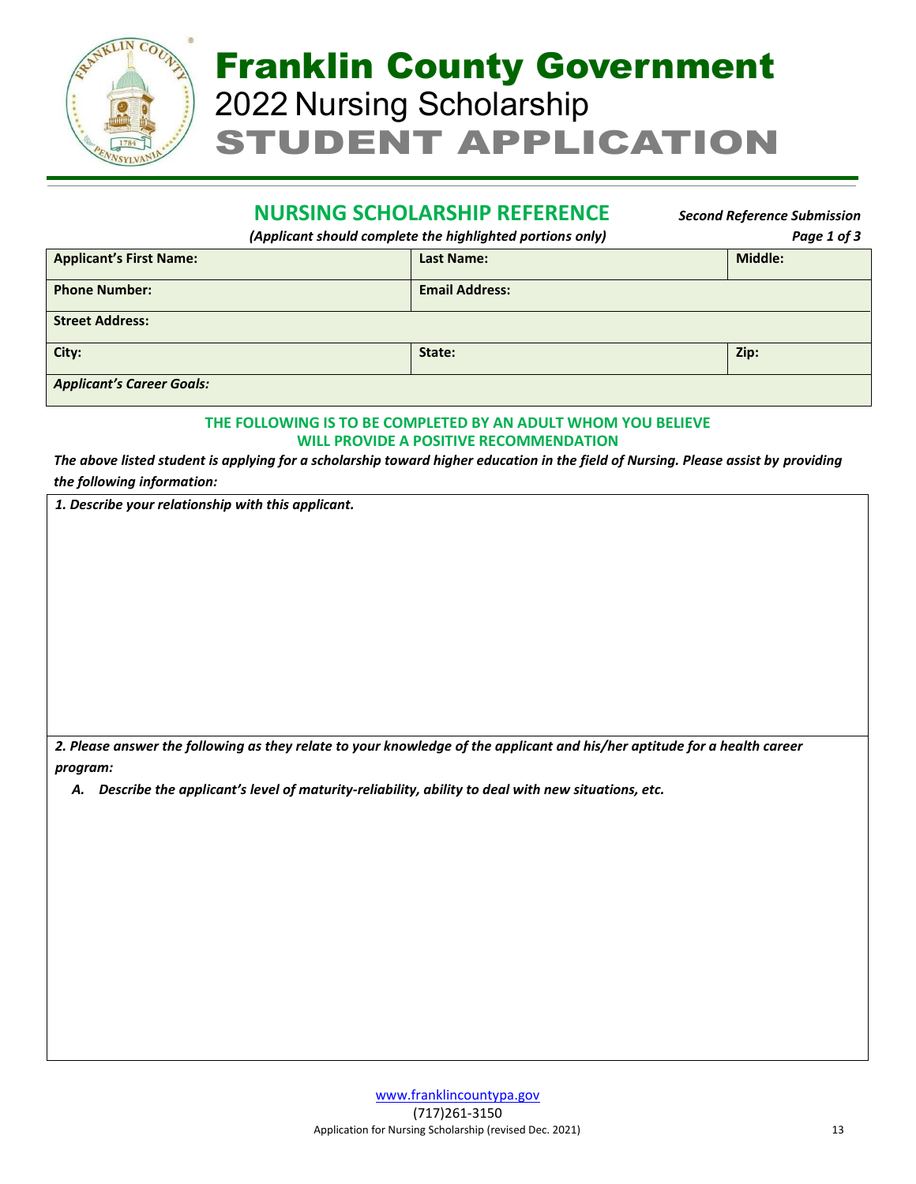# Franklin County Government

## 2022 Nursing Scholarship

## STUDENT APPLICATION

### NURSING SCHOLARSHIP REFERENCE

***Second Reference Submission***

***(Applicant should complete the highlighted portions only)***

***Page 1 of 3***

| Applicant's First Name: | Last Name: | Middle: |
|---|---|---|
| Phone Number: | Email Address: | |
| Street Address: | | |
| City: | State: | Zip: |
| *Applicant's Career Goals:* | | |

**THE FOLLOWING IS TO BE COMPLETED BY AN ADULT WHOM YOU BELIEVE WILL PROVIDE A POSITIVE RECOMMENDATION**

***The above listed student is applying for a scholarship toward higher education in the field of Nursing. Please assist by providing the following information:***

***1. Describe your relationship with this applicant.***

***2. Please answer the following as they relate to your knowledge of the applicant and his/her aptitude for a health career program:***

***A. Describe the applicant's level of maturity-reliability, ability to deal with new situations, etc.***

www.franklincountypa.gov

(717)261-3150

Application for Nursing Scholarship (revised Dec. 2021)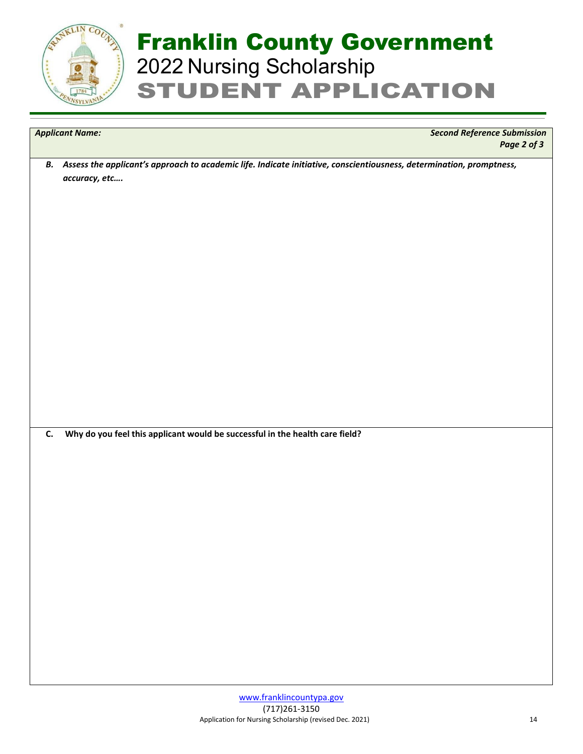# Franklin County Government

## 2022 Nursing Scholarship

## STUDENT APPLICATION

***Applicant Name:*** ***Second Reference Submission***

***B. Assess the applicant's approach to academic life. Indicate initiative, conscientiousness, determination, promptness, accuracy, etc….***

**C. Why do you feel this applicant would be successful in the health care field?**

www.franklincountypa.gov

(717)261-3150

Application for Nursing Scholarship (revised Dec. 2021)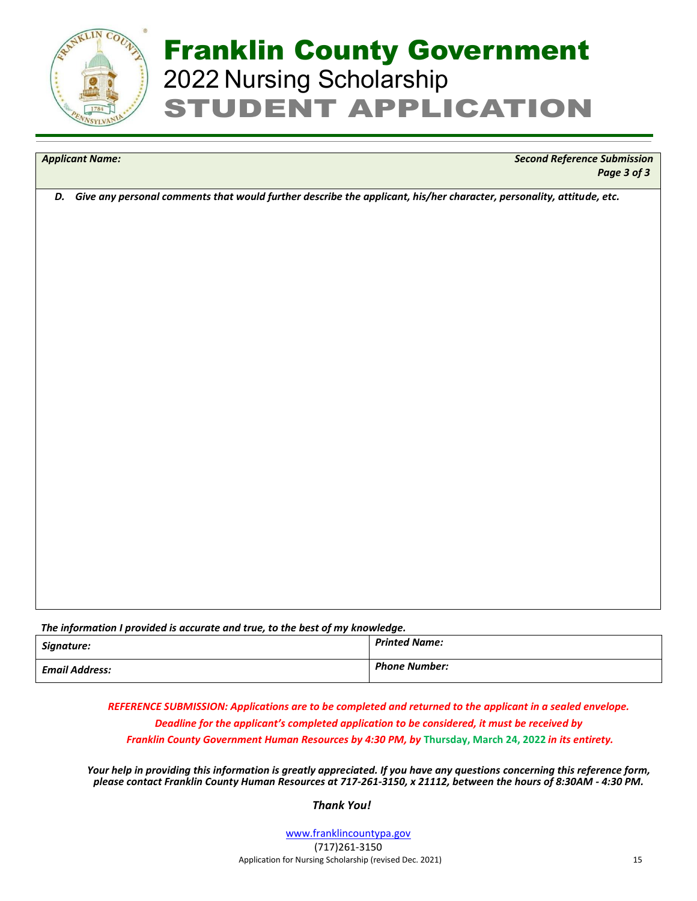# Franklin County Government

## 2022 Nursing Scholarship

## STUDENT APPLICATION

| *Applicant Name:* | *Second Reference Submission* *Page 3 of 3* |
|---|---|

*D. Give any personal comments that would further describe the applicant, his/her character, personality, attitude, etc.*

*The information I provided is accurate and true, to the best of my knowledge.*

| *Signature:* | *Printed Name:* |
|---|---|
| *Email Address:* | *Phone Number:* |

***REFERENCE SUBMISSION: Applications are to be completed and returned to the applicant in a sealed envelope. Deadline for the applicant's completed application to be considered, it must be received by Franklin County Government Human Resources by 4:30 PM, by Thursday, March 24, 2022 in its entirety.***

***Your help in providing this information is greatly appreciated. If you have any questions concerning this reference form, please contact Franklin County Human Resources at 717-261-3150, x 21112, between the hours of 8:30AM - 4:30 PM.***

***Thank You!***

www.franklincountypa.gov

(717)261-3150

Application for Nursing Scholarship (revised Dec. 2021)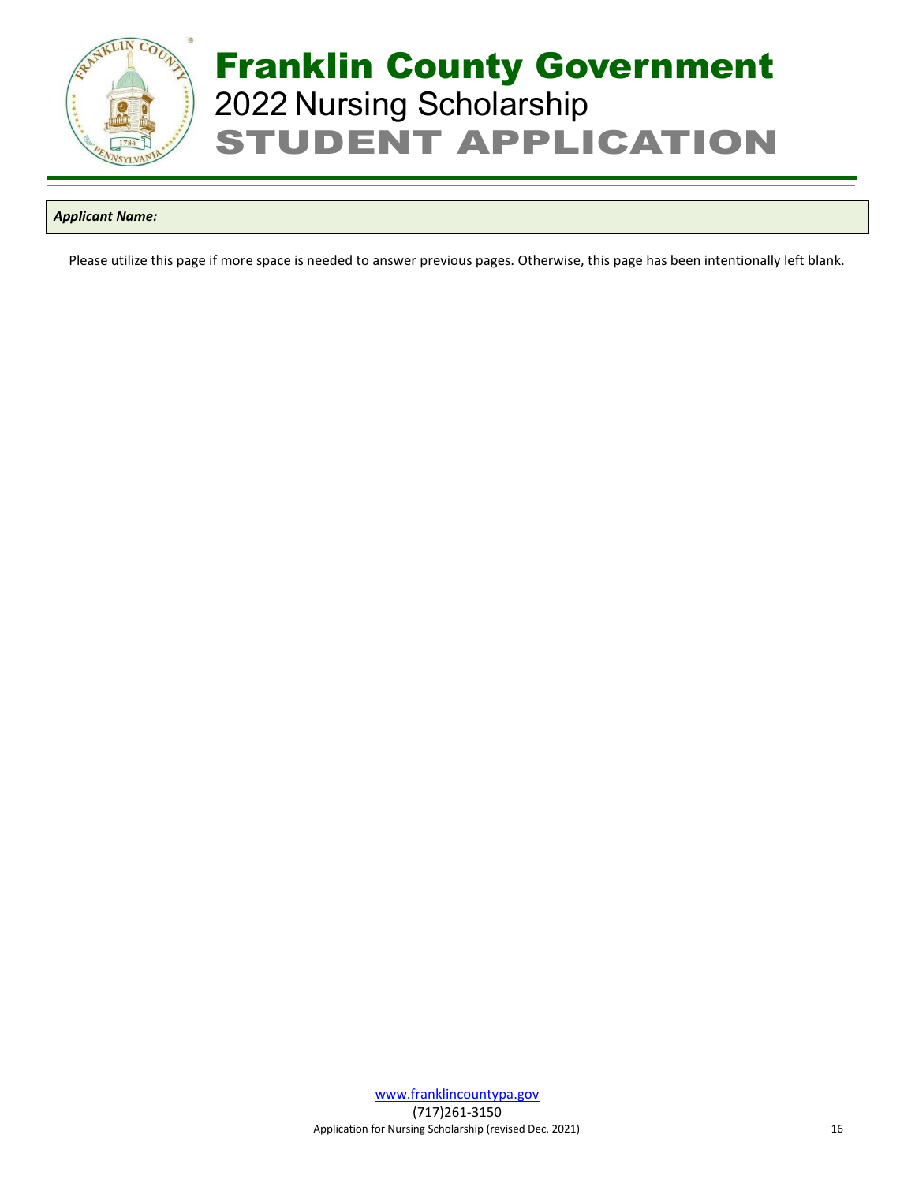# Franklin County Government

## 2022 Nursing Scholarship

## STUDENT APPLICATION

***Applicant Name:***

Please utilize this page if more space is needed to answer previous pages. Otherwise, this page has been intentionally left blank.

www.franklincountypa.gov

(717)261-3150

Application for Nursing Scholarship (revised Dec. 2021)